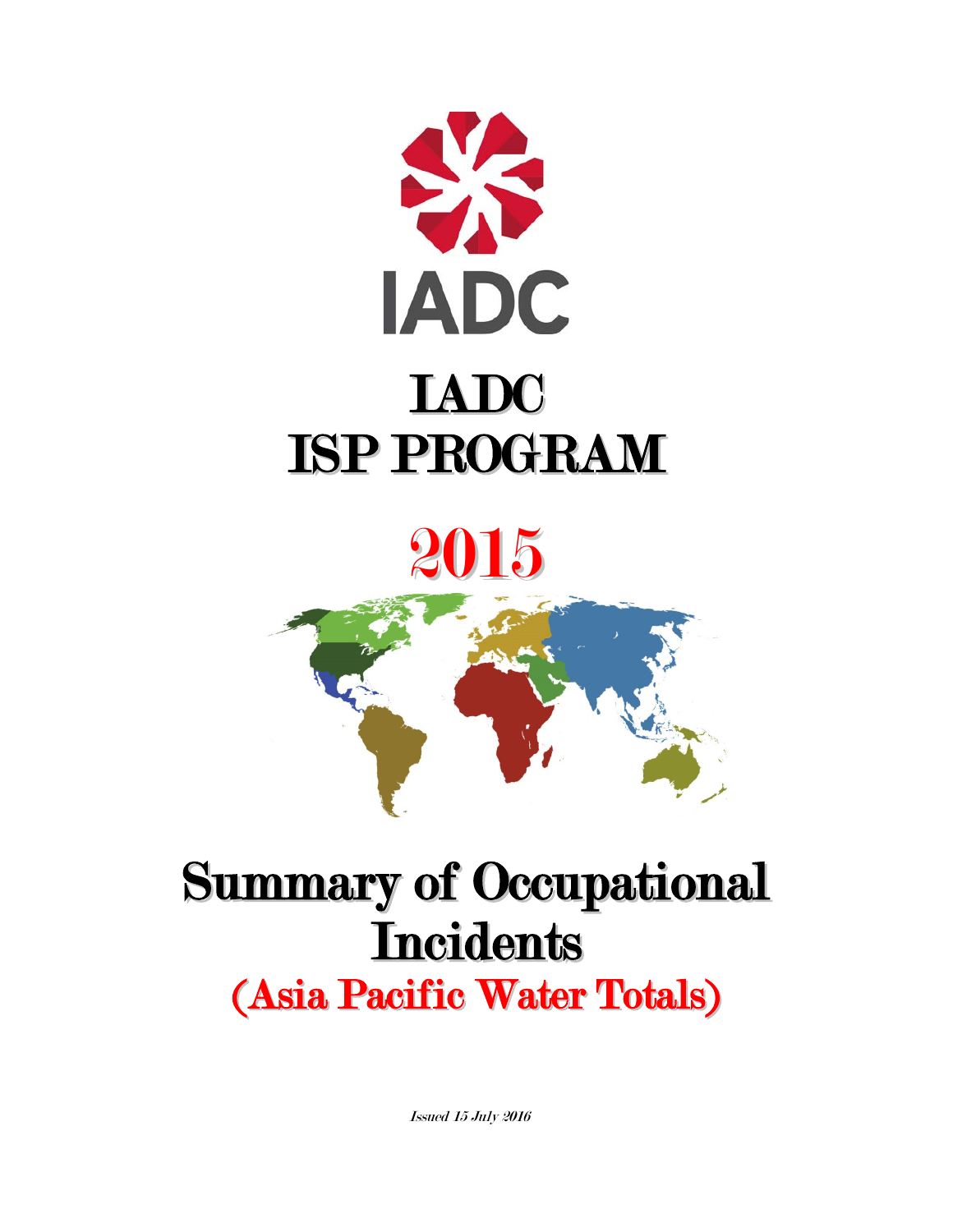IADC

# IADC
# ISP PROGRAM

# 2015

# Summary of Occupational Incidents
## (Asia Pacific Water Totals)

*Issued 15 July 2016*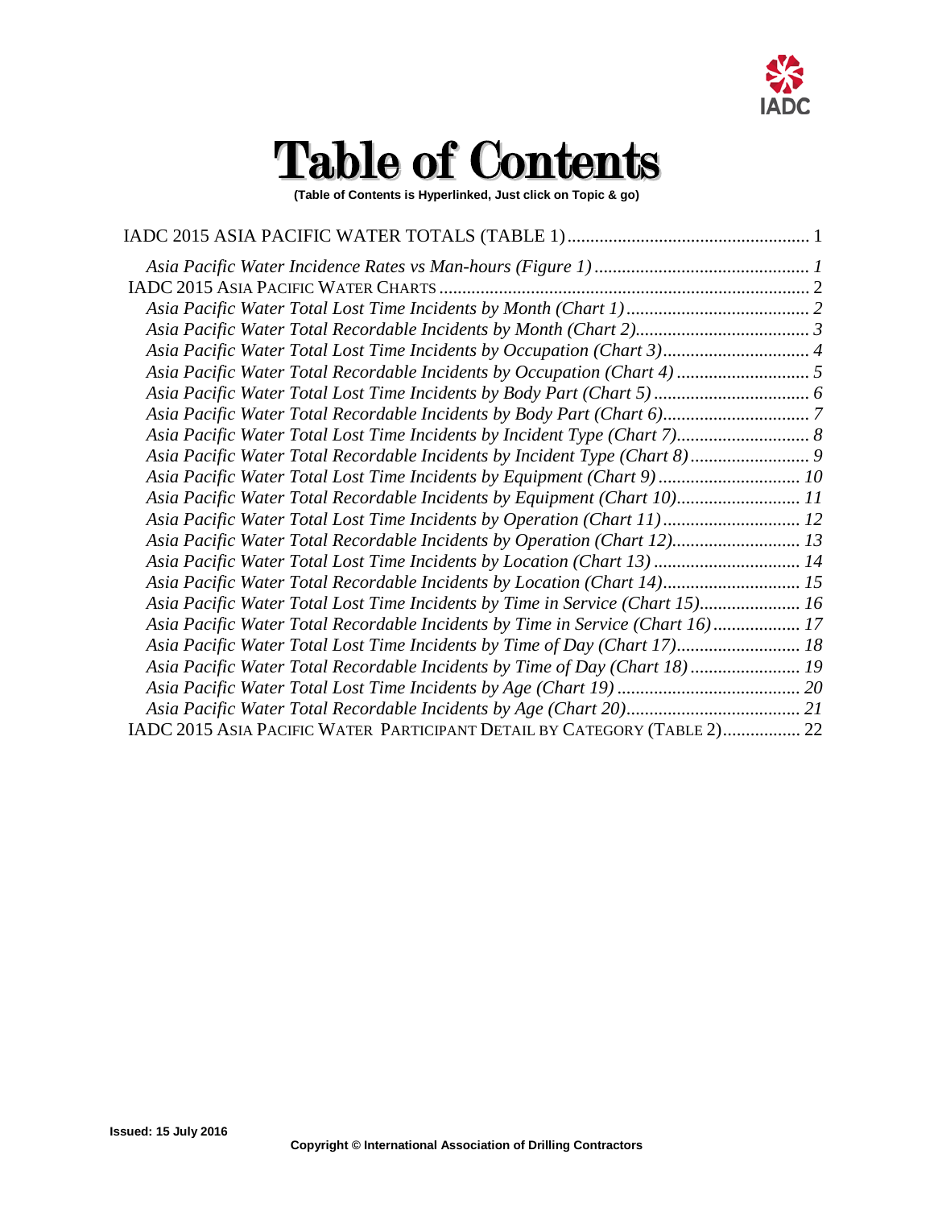# Table of Contents

**(Table of Contents is Hyperlinked, Just click on Topic & go)**

IADC 2015 ASIA PACIFIC WATER TOTALS (TABLE 1) ..................................................... 1

*Asia Pacific Water Incidence Rates vs Man-hours (Figure 1)* ............................................ *1*

IADC 2015 ASIA PACIFIC WATER CHARTS ................................................................................ 2

*Asia Pacific Water Total Lost Time Incidents by Month (Chart 1)* ........................................ *2*

*Asia Pacific Water Total Recordable Incidents by Month (Chart 2)*...................................... *3*

*Asia Pacific Water Total Lost Time Incidents by Occupation (Chart 3)*................................ *4*

*Asia Pacific Water Total Recordable Incidents by Occupation (Chart 4)* ............................ *5*

*Asia Pacific Water Total Lost Time Incidents by Body Part (Chart 5)* .................................. *6*

*Asia Pacific Water Total Recordable Incidents by Body Part (Chart 6)*................................ *7*

*Asia Pacific Water Total Lost Time Incidents by Incident Type (Chart 7)*............................. *8*

*Asia Pacific Water Total Recordable Incidents by Incident Type (Chart 8)* .......................... *9*

*Asia Pacific Water Total Lost Time Incidents by Equipment (Chart 9)* ............................... *10*

*Asia Pacific Water Total Recordable Incidents by Equipment (Chart 10)*........................... *11*

*Asia Pacific Water Total Lost Time Incidents by Operation (Chart 11)* .............................. *12*

*Asia Pacific Water Total Recordable Incidents by Operation (Chart 12)*............................ *13*

*Asia Pacific Water Total Lost Time Incidents by Location (Chart 13)* ................................ *14*

*Asia Pacific Water Total Recordable Incidents by Location (Chart 14)*.............................. *15*

*Asia Pacific Water Total Lost Time Incidents by Time in Service (Chart 15)*...................... *16*

*Asia Pacific Water Total Recordable Incidents by Time in Service (Chart 16)* ................... *17*

*Asia Pacific Water Total Lost Time Incidents by Time of Day (Chart 17)*........................... *18*

*Asia Pacific Water Total Recordable Incidents by Time of Day (Chart 18)* ........................ *19*

*Asia Pacific Water Total Lost Time Incidents by Age (Chart 19)* ........................................ *20*

*Asia Pacific Water Total Recordable Incidents by Age (Chart 20)*...................................... *21*

IADC 2015 ASIA PACIFIC WATER PARTICIPANT DETAIL BY CATEGORY (TABLE 2)................. 22

**Issued: 15 July 2016**

**Copyright © International Association of Drilling Contractors**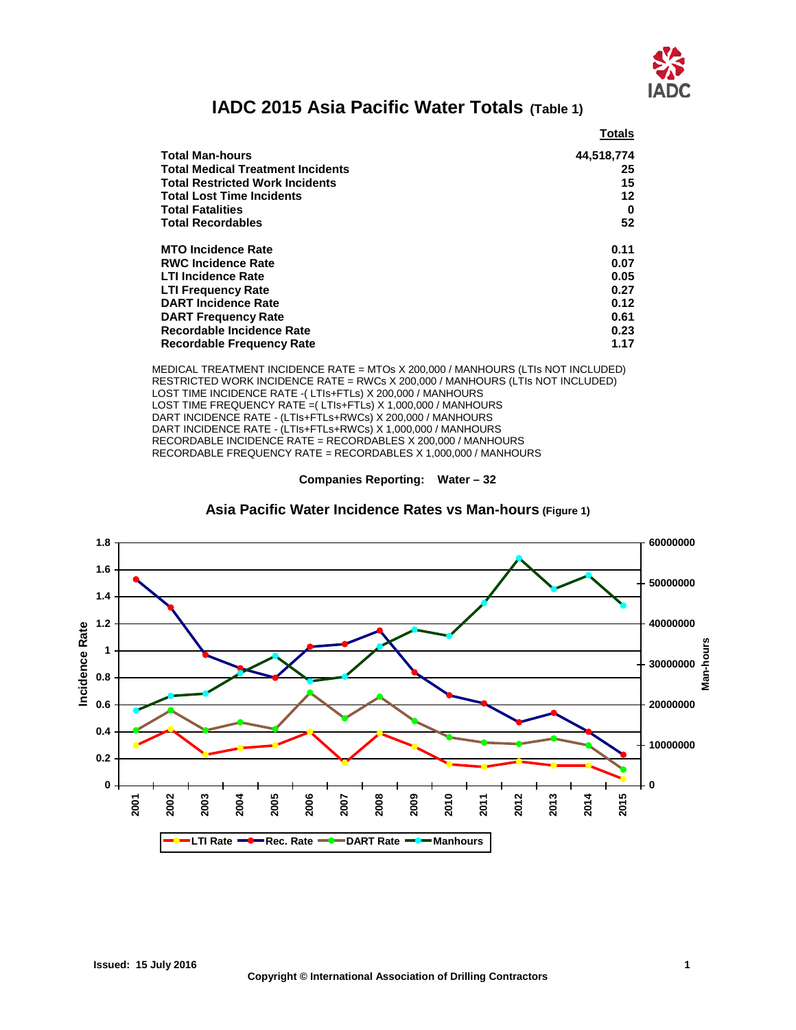# IADC 2015 Asia Pacific Water Totals (Table 1)

| | Totals |
|---|---|
| **Total Man-hours** | **44,518,774** |
| **Total Medical Treatment Incidents** | **25** |
| **Total Restricted Work Incidents** | **15** |
| **Total Lost Time Incidents** | **12** |
| **Total Fatalities** | **0** |
| **Total Recordables** | **52** |
| | |
| **MTO Incidence Rate** | **0.11** |
| **RWC Incidence Rate** | **0.07** |
| **LTI Incidence Rate** | **0.05** |
| **LTI Frequency Rate** | **0.27** |
| **DART Incidence Rate** | **0.12** |
| **DART Frequency Rate** | **0.61** |
| **Recordable Incidence Rate** | **0.23** |
| **Recordable Frequency Rate** | **1.17** |

MEDICAL TREATMENT INCIDENCE RATE = MTOs X 200,000 / MANHOURS (LTIs NOT INCLUDED)
RESTRICTED WORK INCIDENCE RATE = RWCs X 200,000 / MANHOURS (LTIs NOT INCLUDED)
LOST TIME INCIDENCE RATE -( LTIs+FTLs) X 200,000 / MANHOURS
LOST TIME FREQUENCY RATE =( LTIs+FTLs) X 1,000,000 / MANHOURS
DART INCIDENCE RATE - (LTIs+FTLs+RWCs) X 200,000 / MANHOURS
DART INCIDENCE RATE - (LTIs+FTLs+RWCs) X 1,000,000 / MANHOURS
RECORDABLE INCIDENCE RATE = RECORDABLES X 200,000 / MANHOURS
RECORDABLE FREQUENCY RATE = RECORDABLES X 1,000,000 / MANHOURS

**Companies Reporting: Water – 32**

## Asia Pacific Water Incidence Rates vs Man-hours (Figure 1)

| Year | LTI Rate | Rec. Rate | DART Rate | Manhours |
|---|---|---|---|---|
| 2001 | 0.30 | 1.53 | 0.41 | ~18,500,000 |
| 2002 | 0.42 | 1.32 | 0.56 | ~22,000,000 |
| 2003 | 0.23 | 0.97 | 0.41 | ~22,700,000 |
| 2004 | 0.28 | 0.87 | 0.47 | ~27,800,000 |
| 2005 | 0.30 | 0.80 | 0.42 | ~32,000,000 |
| 2006 | 0.40 | 1.03 | 0.69 | ~25,800,000 |
| 2007 | 0.17 | 1.05 | 0.50 | ~26,900,000 |
| 2008 | 0.39 | 1.15 | 0.66 | ~34,300,000 |
| 2009 | 0.29 | 0.84 | 0.48 | ~38,700,000 |
| 2010 | 0.16 | 0.67 | 0.36 | ~37,000,000 |
| 2011 | 0.14 | 0.61 | 0.32 | ~45,200,000 |
| 2012 | 0.18 | 0.47 | 0.31 | ~56,200,000 |
| 2013 | 0.15 | 0.54 | 0.35 | ~48,500,000 |
| 2014 | 0.15 | 0.40 | 0.30 | ~52,100,000 |
| 2015 | 0.05 | 0.23 | 0.12 | ~44,500,000 |

Issued: 15 July 2016

Copyright © International Association of Drilling Contractors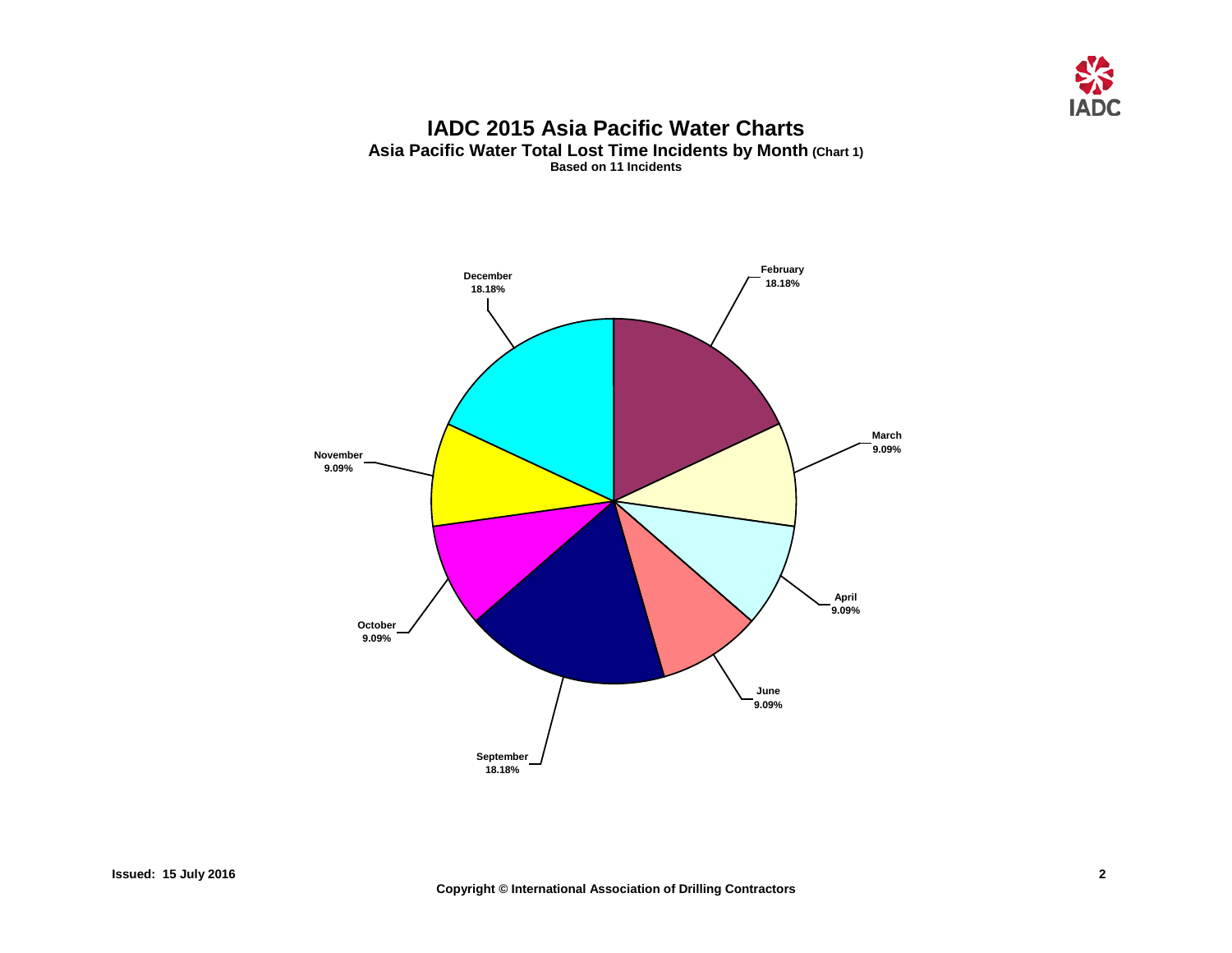# IADC 2015 Asia Pacific Water Charts

## Asia Pacific Water Total Lost Time Incidents by Month (Chart 1)

**Based on 11 Incidents**

February
18.18%

March
9.09%

April
9.09%

June
9.09%

September
18.18%

October
9.09%

November
9.09%

December
18.18%

Issued: 15 July 2016

Copyright © International Association of Drilling Contractors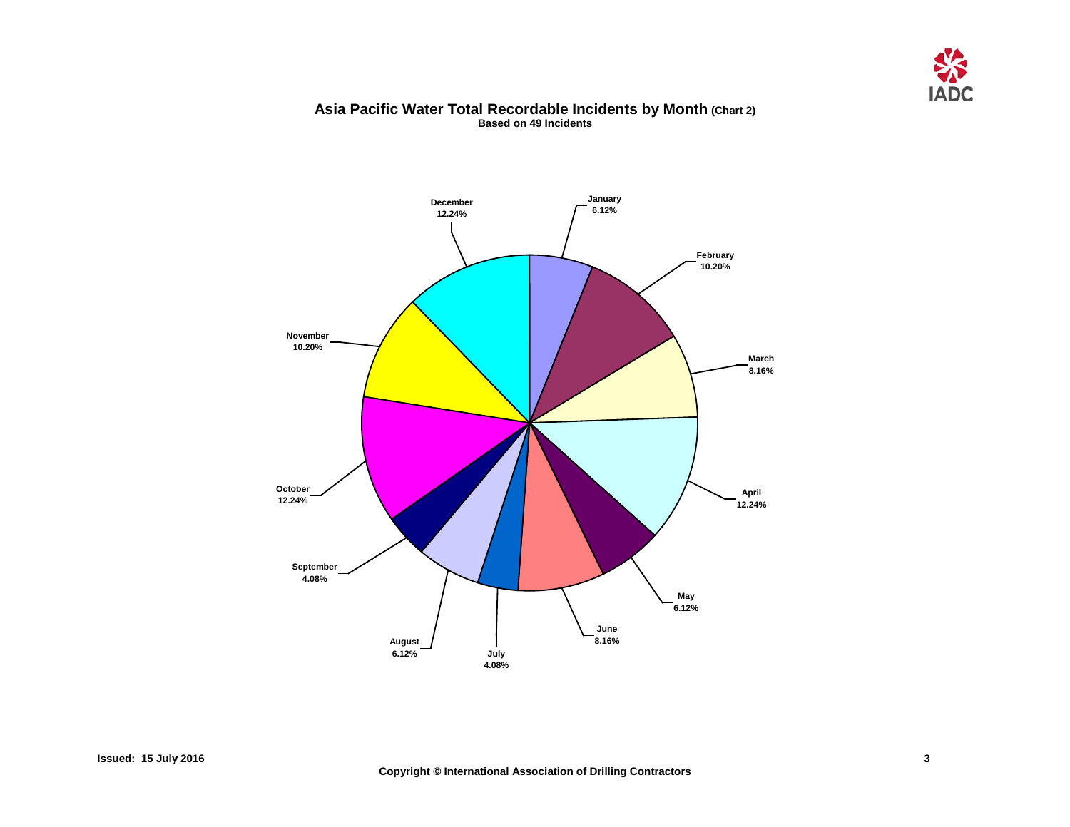## Asia Pacific Water Total Recordable Incidents by Month (Chart 2)

**Based on 49 Incidents**

| Month | Percentage |
| --- | --- |
| January | 6.12% |
| February | 10.20% |
| March | 8.16% |
| April | 12.24% |
| May | 6.12% |
| June | 8.16% |
| July | 4.08% |
| August | 6.12% |
| September | 4.08% |
| October | 12.24% |
| November | 10.20% |
| December | 12.24% |

**Issued: 15 July 2016**

**Copyright © International Association of Drilling Contractors**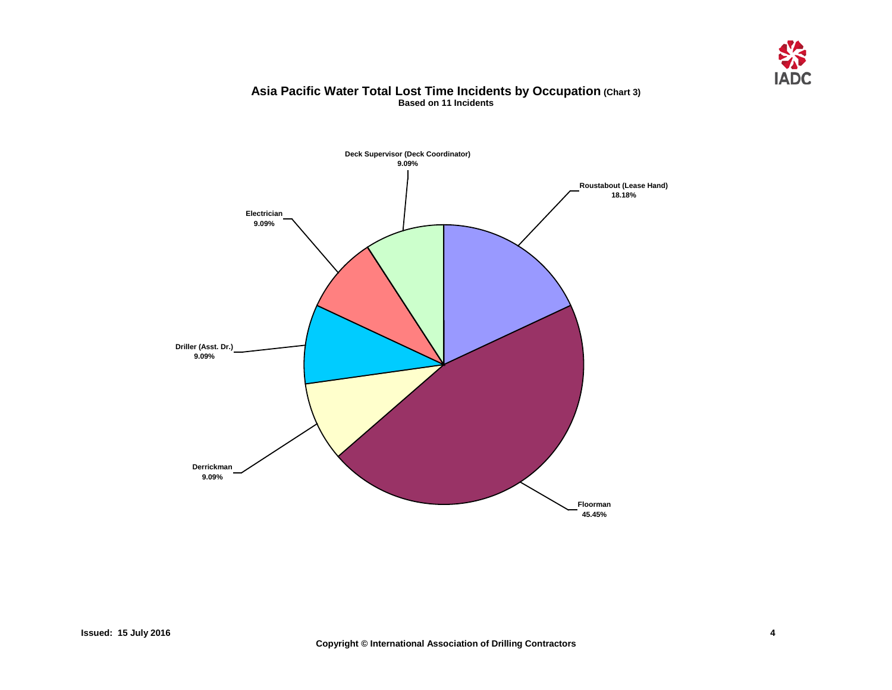# Asia Pacific Water Total Lost Time Incidents by Occupation (Chart 3)

**Based on 11 Incidents**

Deck Supervisor (Deck Coordinator)
9.09%

Roustabout (Lease Hand)
18.18%

Electrician
9.09%

Driller (Asst. Dr.)
9.09%

Derrickman
9.09%

Floorman
45.45%

**Issued: 15 July 2016**

**Copyright © International Association of Drilling Contractors**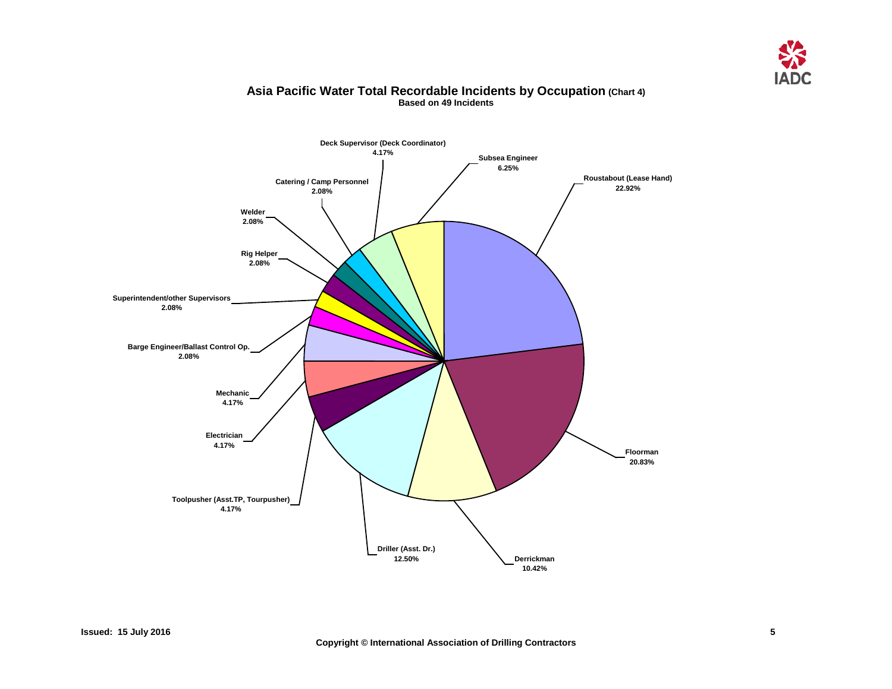## Asia Pacific Water Total Recordable Incidents by Occupation (Chart 4)

**Based on 49 Incidents**

| Occupation | Percentage |
|---|---|
| Roustabout (Lease Hand) | 22.92% |
| Floorman | 20.83% |
| Derrickman | 10.42% |
| Driller (Asst. Dr.) | 12.50% |
| Toolpusher (Asst.TP, Tourpusher) | 4.17% |
| Electrician | 4.17% |
| Mechanic | 4.17% |
| Barge Engineer/Ballast Control Op. | 2.08% |
| Superintendent/other Supervisors | 2.08% |
| Rig Helper | 2.08% |
| Welder | 2.08% |
| Catering / Camp Personnel | 2.08% |
| Deck Supervisor (Deck Coordinator) | 4.17% |
| Subsea Engineer | 6.25% |

Issued: 15 July 2016

Copyright © International Association of Drilling Contractors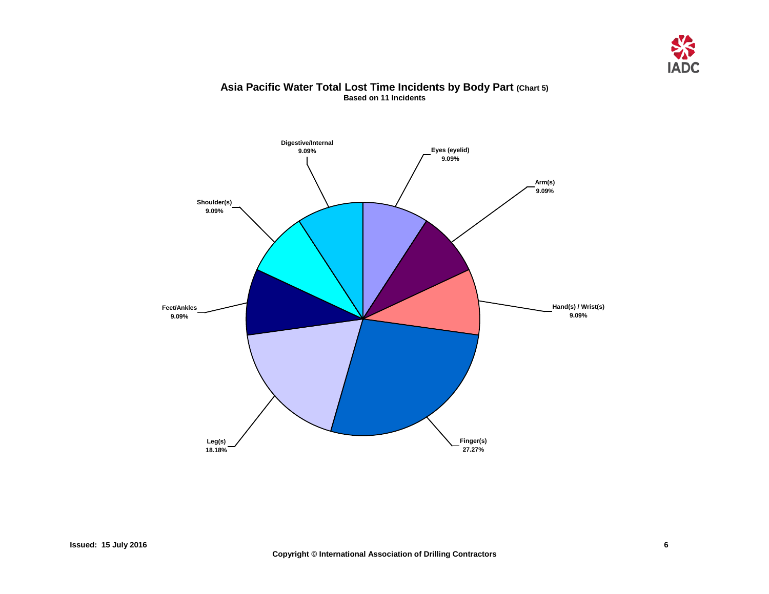# Asia Pacific Water Total Lost Time Incidents by Body Part (Chart 5)

**Based on 11 Incidents**

| Body Part | Percentage |
| --- | --- |
| Digestive/Internal | 9.09% |
| Eyes (eyelid) | 9.09% |
| Arm(s) | 9.09% |
| Hand(s) / Wrist(s) | 9.09% |
| Finger(s) | 27.27% |
| Leg(s) | 18.18% |
| Feet/Ankles | 9.09% |
| Shoulder(s) | 9.09% |

**Issued: 15 July 2016**

**Copyright © International Association of Drilling Contractors**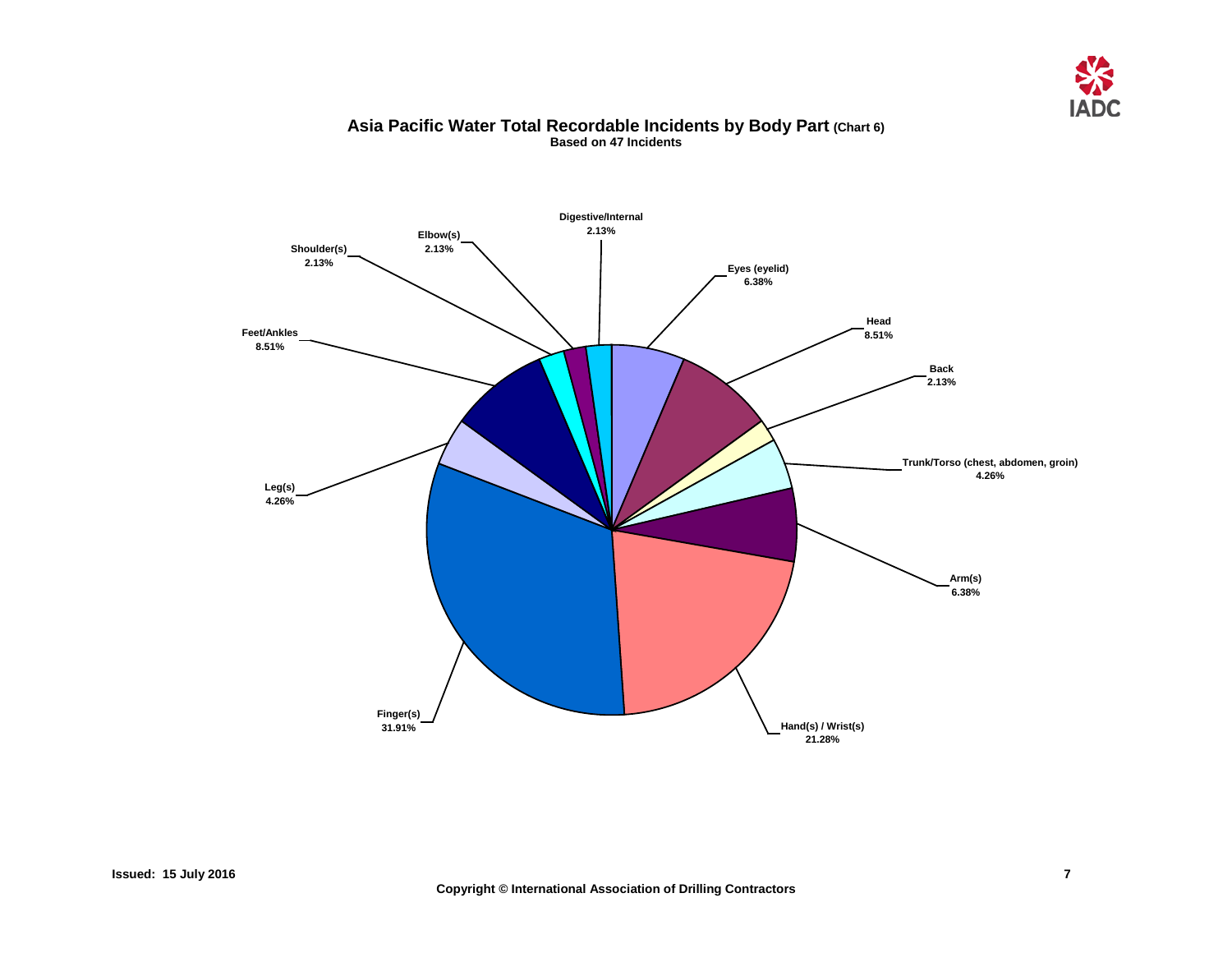## Asia Pacific Water Total Recordable Incidents by Body Part (Chart 6)

**Based on 47 Incidents**

| Body Part | Percentage |
| --- | --- |
| Digestive/Internal | 2.13% |
| Eyes (eyelid) | 6.38% |
| Head | 8.51% |
| Back | 2.13% |
| Trunk/Torso (chest, abdomen, groin) | 4.26% |
| Arm(s) | 6.38% |
| Hand(s) / Wrist(s) | 21.28% |
| Finger(s) | 31.91% |
| Leg(s) | 4.26% |
| Feet/Ankles | 8.51% |
| Shoulder(s) | 2.13% |
| Elbow(s) | 2.13% |

**Issued: 15 July 2016**

**Copyright © International Association of Drilling Contractors**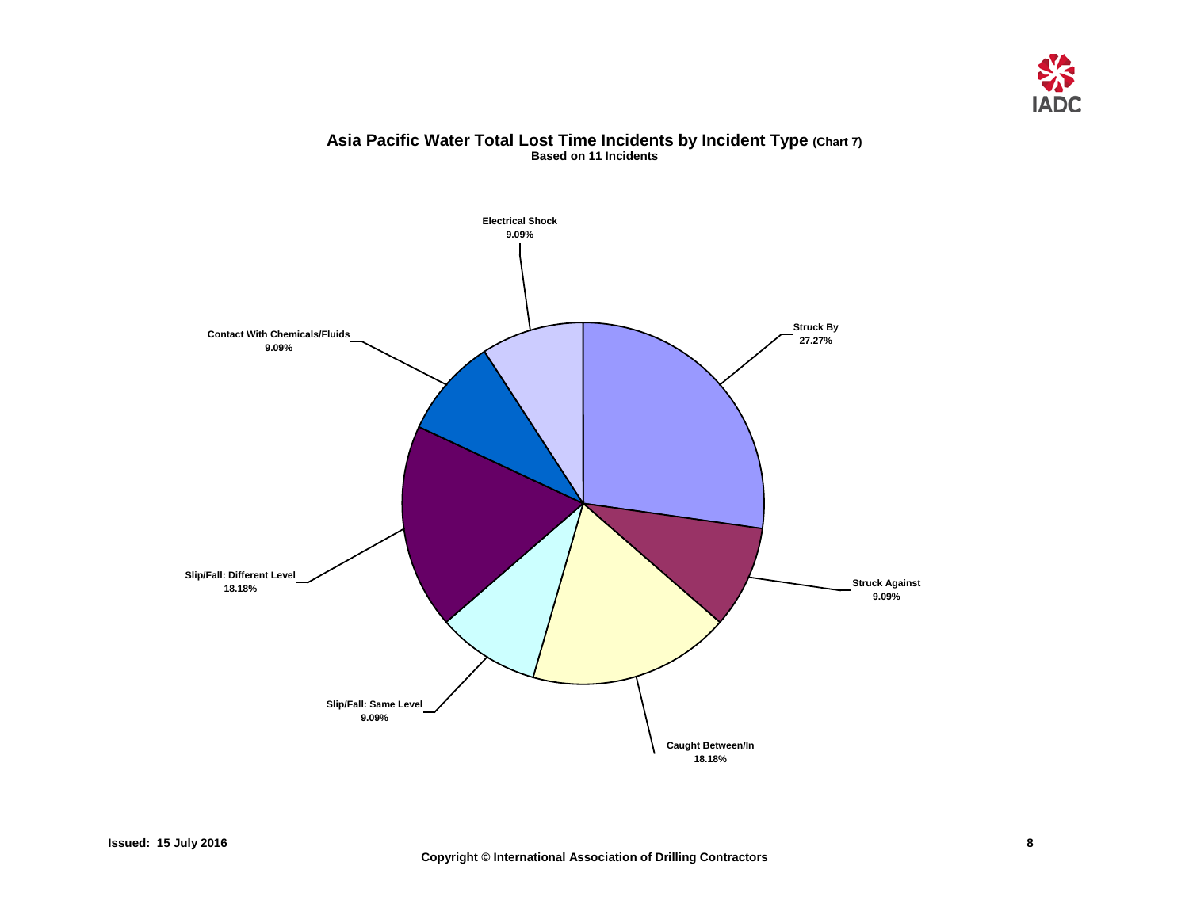## Asia Pacific Water Total Lost Time Incidents by Incident Type (Chart 7)

**Based on 11 Incidents**

| Incident Type | Percentage |
| --- | --- |
| Electrical Shock | 9.09% |
| Struck By | 27.27% |
| Struck Against | 9.09% |
| Caught Between/In | 18.18% |
| Slip/Fall: Same Level | 9.09% |
| Slip/Fall: Different Level | 18.18% |
| Contact With Chemicals/Fluids | 9.09% |

**Issued: 15 July 2016**

**Copyright © International Association of Drilling Contractors**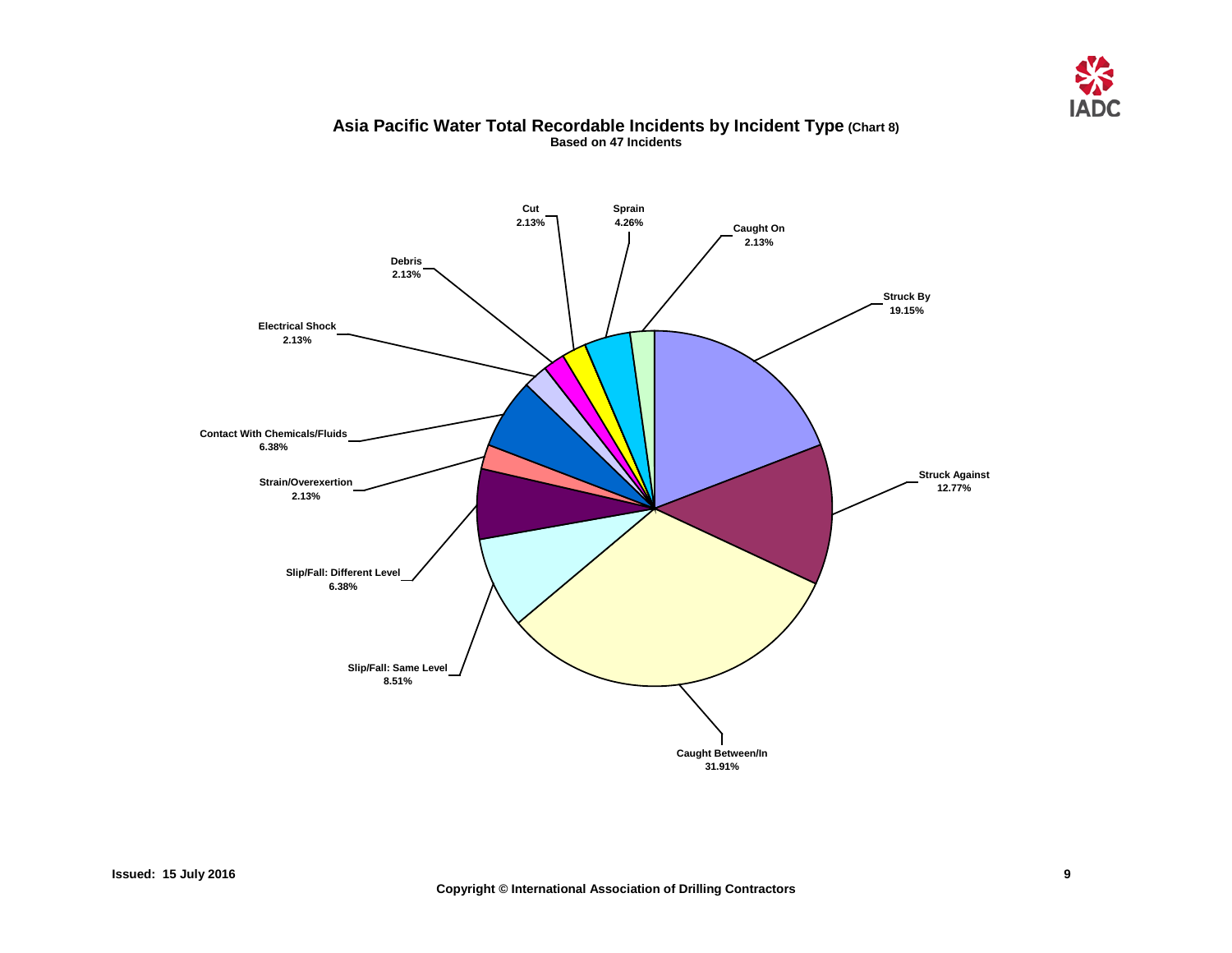## Asia Pacific Water Total Recordable Incidents by Incident Type (Chart 8)

**Based on 47 Incidents**

| Incident Type | Percentage |
|---|---|
| Struck By | 19.15% |
| Struck Against | 12.77% |
| Caught Between/In | 31.91% |
| Slip/Fall: Same Level | 8.51% |
| Slip/Fall: Different Level | 6.38% |
| Strain/Overexertion | 2.13% |
| Contact With Chemicals/Fluids | 6.38% |
| Electrical Shock | 2.13% |
| Debris | 2.13% |
| Cut | 2.13% |
| Sprain | 4.26% |
| Caught On | 2.13% |

**Issued: 15 July 2016**

**Copyright © International Association of Drilling Contractors**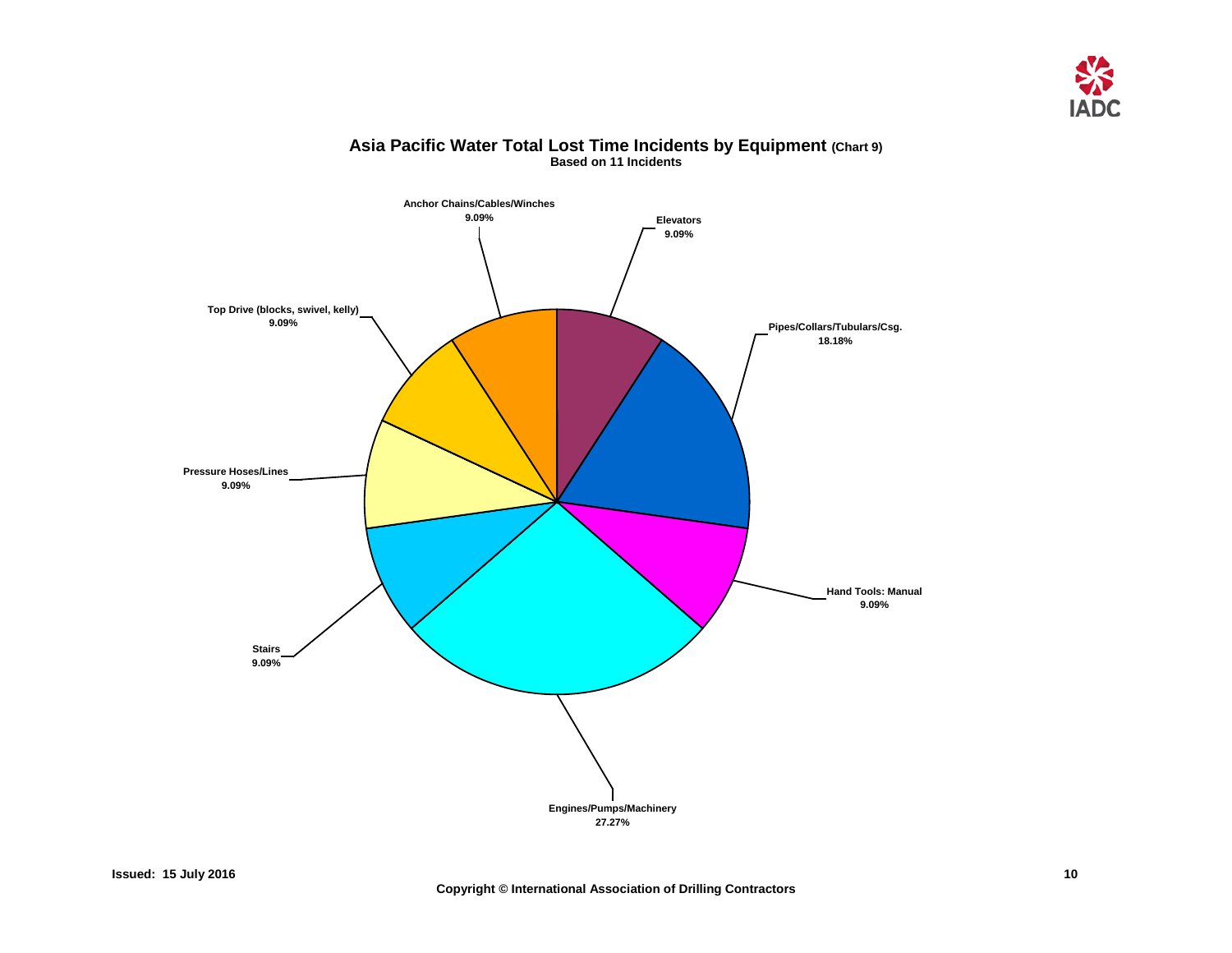## Asia Pacific Water Total Lost Time Incidents by Equipment (Chart 9)

**Based on 11 Incidents**

| Equipment | Percentage |
| --- | --- |
| Anchor Chains/Cables/Winches | 9.09% |
| Elevators | 9.09% |
| Pipes/Collars/Tubulars/Csg. | 18.18% |
| Hand Tools: Manual | 9.09% |
| Engines/Pumps/Machinery | 27.27% |
| Stairs | 9.09% |
| Pressure Hoses/Lines | 9.09% |
| Top Drive (blocks, swivel, kelly) | 9.09% |

**Issued: 15 July 2016**

**Copyright © International Association of Drilling Contractors**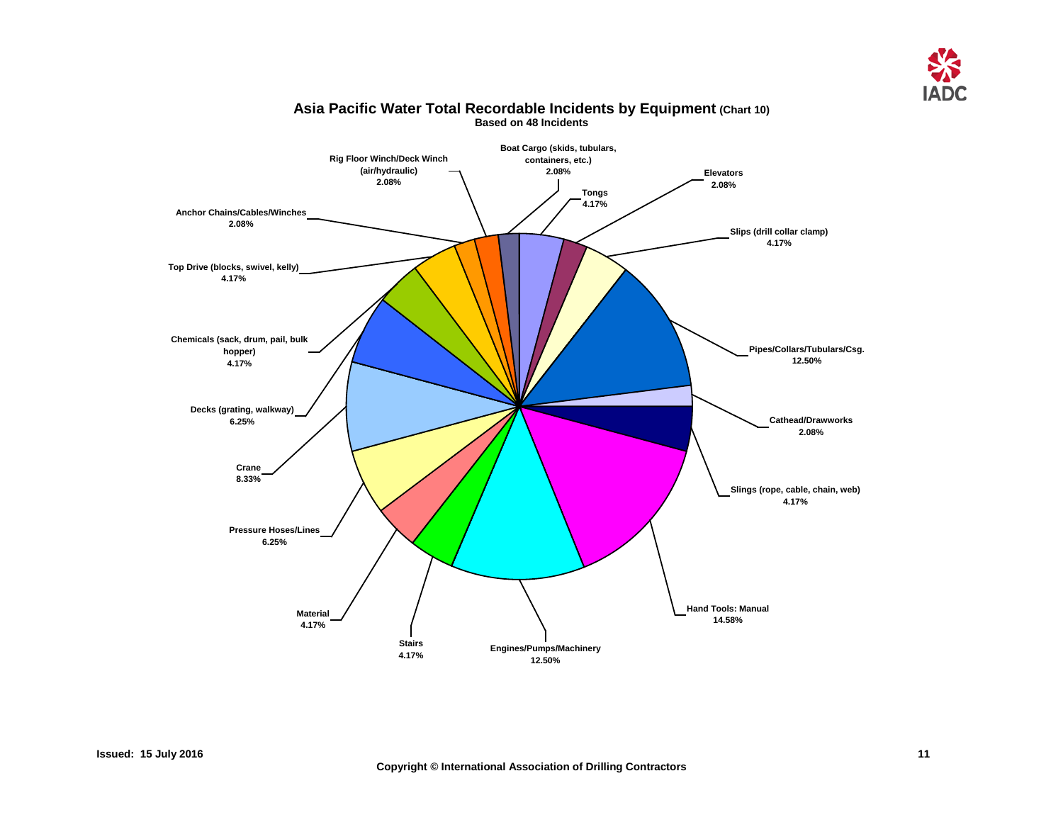## Asia Pacific Water Total Recordable Incidents by Equipment (Chart 10)

**Based on 48 Incidents**

| Equipment | Percentage |
|---|---|
| Boat Cargo (skids, tubulars, containers, etc.) | 2.08% |
| Tongs | 4.17% |
| Elevators | 2.08% |
| Slips (drill collar clamp) | 4.17% |
| Pipes/Collars/Tubulars/Csg. | 12.50% |
| Cathead/Drawworks | 2.08% |
| Slings (rope, cable, chain, web) | 4.17% |
| Hand Tools: Manual | 14.58% |
| Engines/Pumps/Machinery | 12.50% |
| Stairs | 4.17% |
| Material | 4.17% |
| Pressure Hoses/Lines | 6.25% |
| Crane | 8.33% |
| Decks (grating, walkway) | 6.25% |
| Chemicals (sack, drum, pail, bulk hopper) | 4.17% |
| Top Drive (blocks, swivel, kelly) | 4.17% |
| Anchor Chains/Cables/Winches | 2.08% |
| Rig Floor Winch/Deck Winch (air/hydraulic) | 2.08% |

Issued: 15 July 2016

Copyright © International Association of Drilling Contractors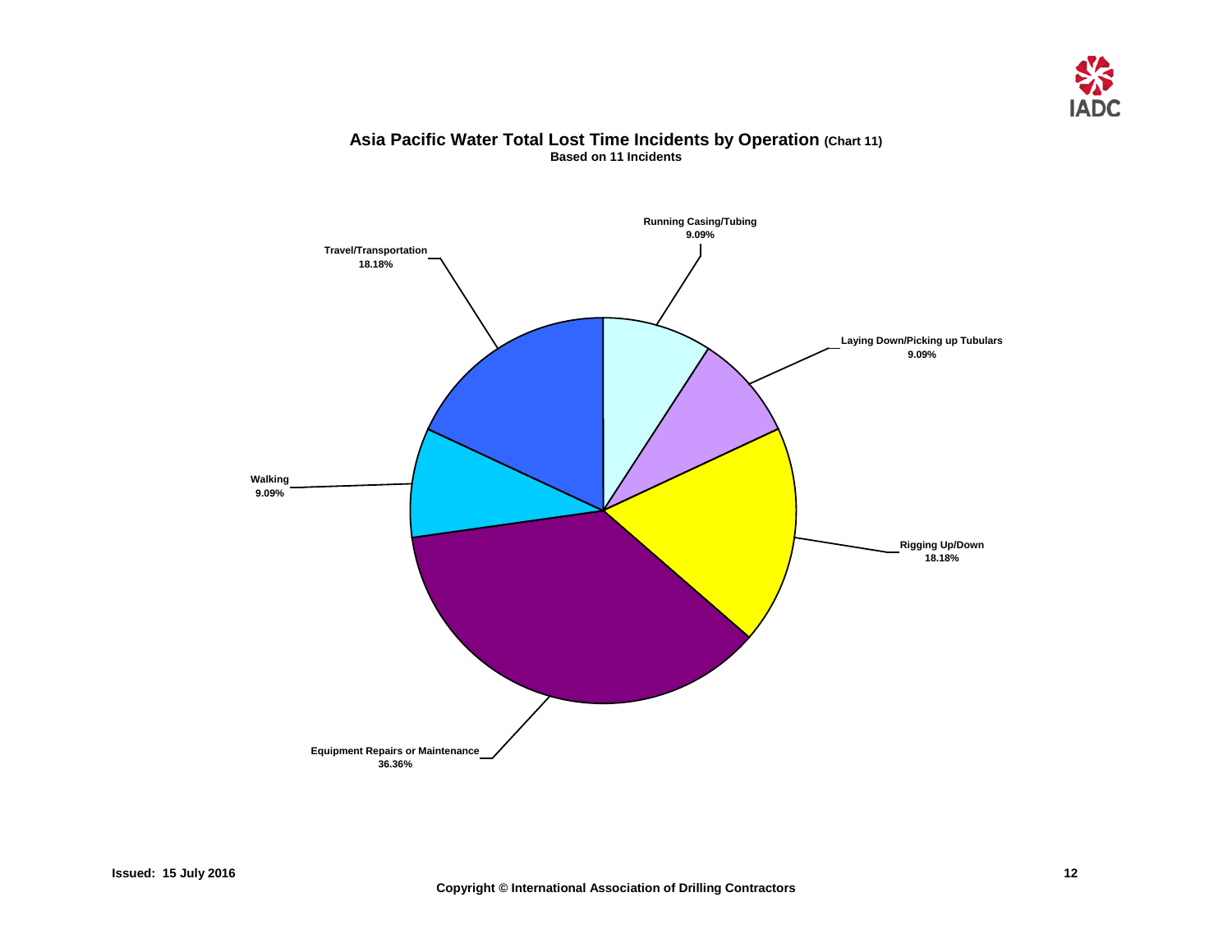# Asia Pacific Water Total Lost Time Incidents by Operation (Chart 11)

**Based on 11 Incidents**

Running Casing/Tubing
9.09%

Laying Down/Picking up Tubulars
9.09%

Rigging Up/Down
18.18%

Equipment Repairs or Maintenance
36.36%

Walking
9.09%

Travel/Transportation
18.18%

Issued: 15 July 2016

Copyright © International Association of Drilling Contractors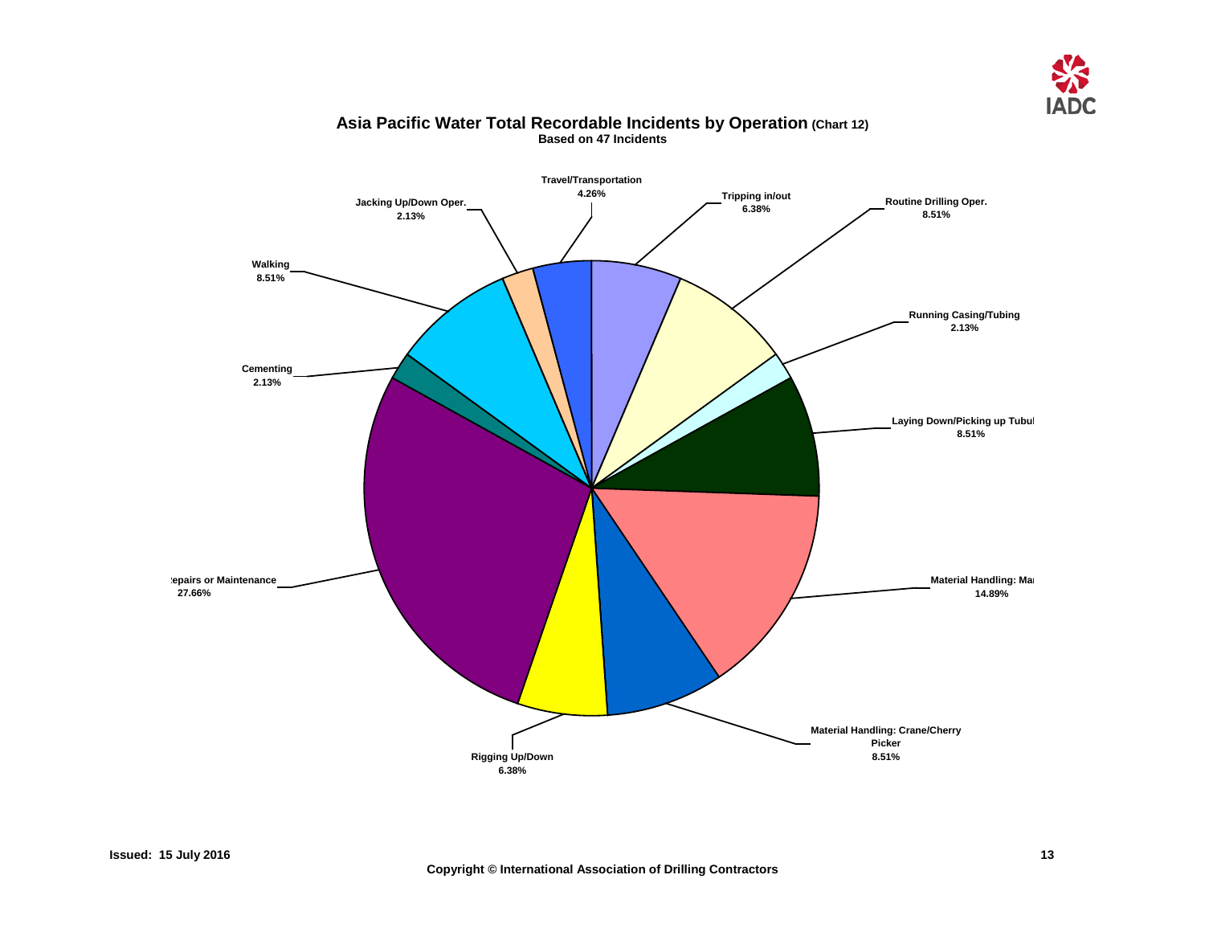# Asia Pacific Water Total Recordable Incidents by Operation (Chart 12)

Based on 47 Incidents

Travel/Transportation 4.26%

Tripping in/out 6.38%

Routine Drilling Oper. 8.51%

Running Casing/Tubing 2.13%

Laying Down/Picking up Tubul 8.51%

Material Handling: Ma 14.89%

Material Handling: Crane/Cherry Picker 8.51%

Rigging Up/Down 6.38%

:epairs or Maintenance 27.66%

Cementing 2.13%

Walking 8.51%

Jacking Up/Down Oper. 2.13%

Issued: 15 July 2016

Copyright © International Association of Drilling Contractors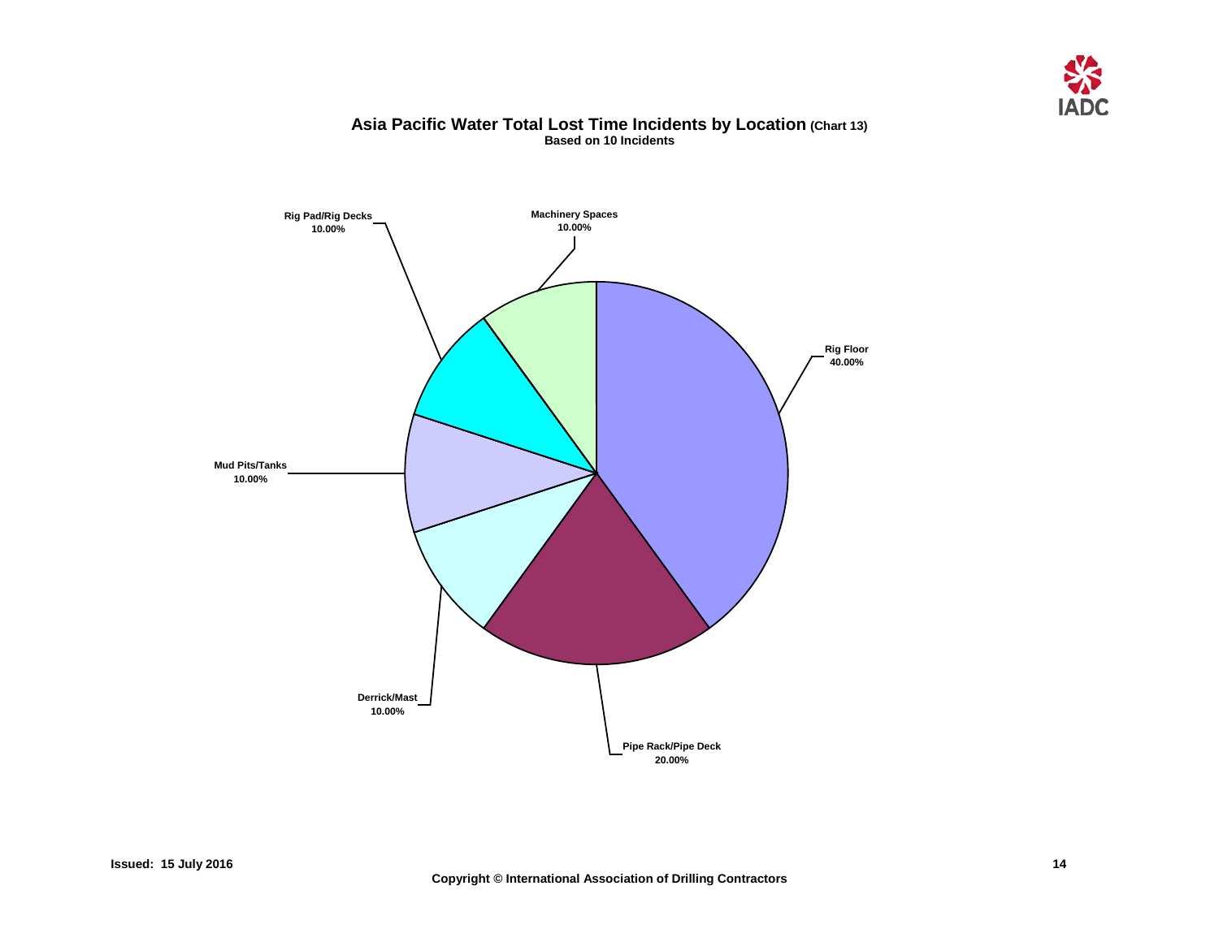## Asia Pacific Water Total Lost Time Incidents by Location (Chart 13)

**Based on 10 Incidents**

| Location | Percentage |
|---|---|
| Rig Floor | 40.00% |
| Pipe Rack/Pipe Deck | 20.00% |
| Derrick/Mast | 10.00% |
| Mud Pits/Tanks | 10.00% |
| Rig Pad/Rig Decks | 10.00% |
| Machinery Spaces | 10.00% |

Issued: 15 July 2016

Copyright © International Association of Drilling Contractors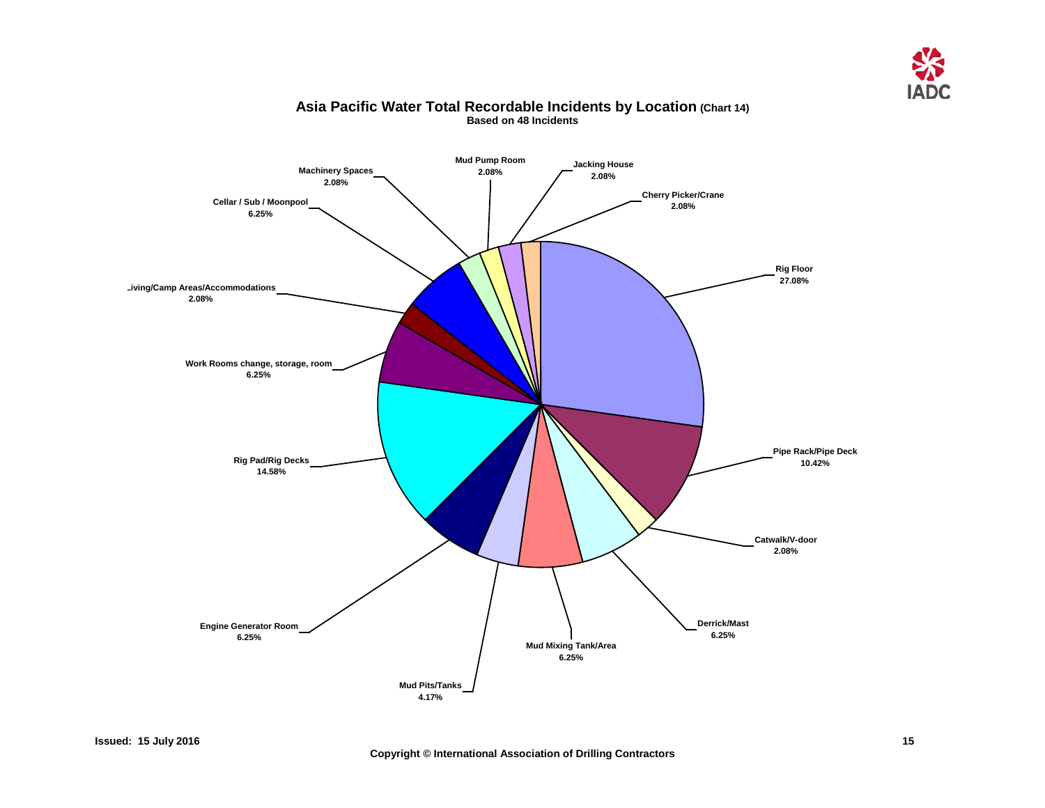## Asia Pacific Water Total Recordable Incidents by Location (Chart 14)

**Based on 48 Incidents**

| Location | Percentage |
| --- | --- |
| Rig Floor | 27.08% |
| Pipe Rack/Pipe Deck | 10.42% |
| Catwalk/V-door | 2.08% |
| Derrick/Mast | 6.25% |
| Mud Mixing Tank/Area | 6.25% |
| Mud Pits/Tanks | 4.17% |
| Engine Generator Room | 6.25% |
| Rig Pad/Rig Decks | 14.58% |
| Work Rooms change, storage, room | 6.25% |
| Living/Camp Areas/Accommodations | 2.08% |
| Cellar / Sub / Moonpool | 6.25% |
| Machinery Spaces | 2.08% |
| Mud Pump Room | 2.08% |
| Jacking House | 2.08% |
| Cherry Picker/Crane | 2.08% |

**Issued: 15 July 2016**

**Copyright © International Association of Drilling Contractors**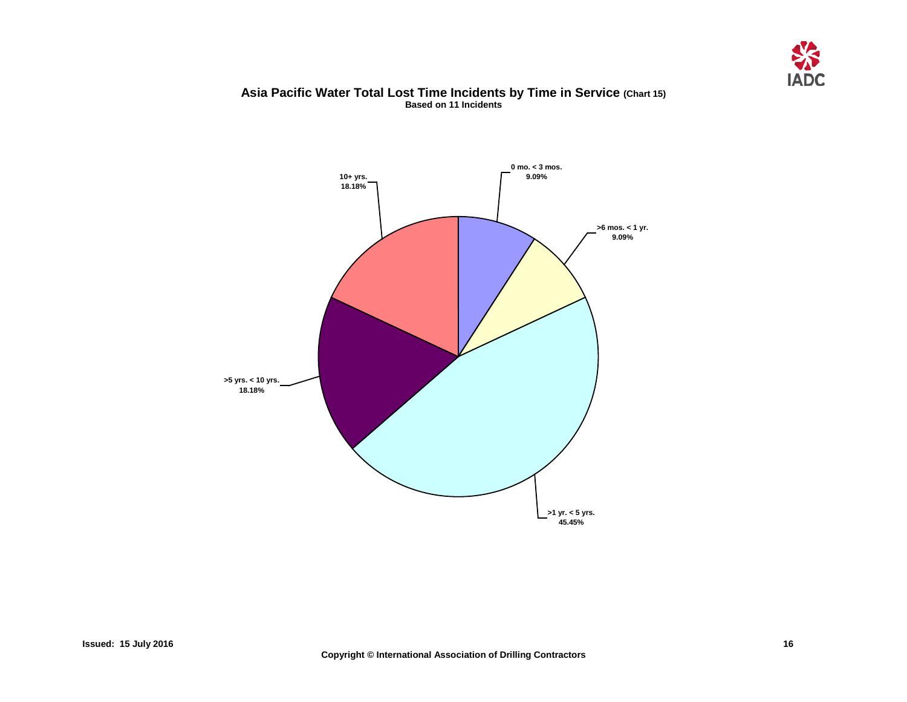# Asia Pacific Water Total Lost Time Incidents by Time in Service (Chart 15)

**Based on 11 Incidents**

0 mo. < 3 mos.
9.09%

>6 mos. < 1 yr.
9.09%

>1 yr. < 5 yrs.
45.45%

>5 yrs. < 10 yrs.
18.18%

10+ yrs.
18.18%

Issued: 15 July 2016

Copyright © International Association of Drilling Contractors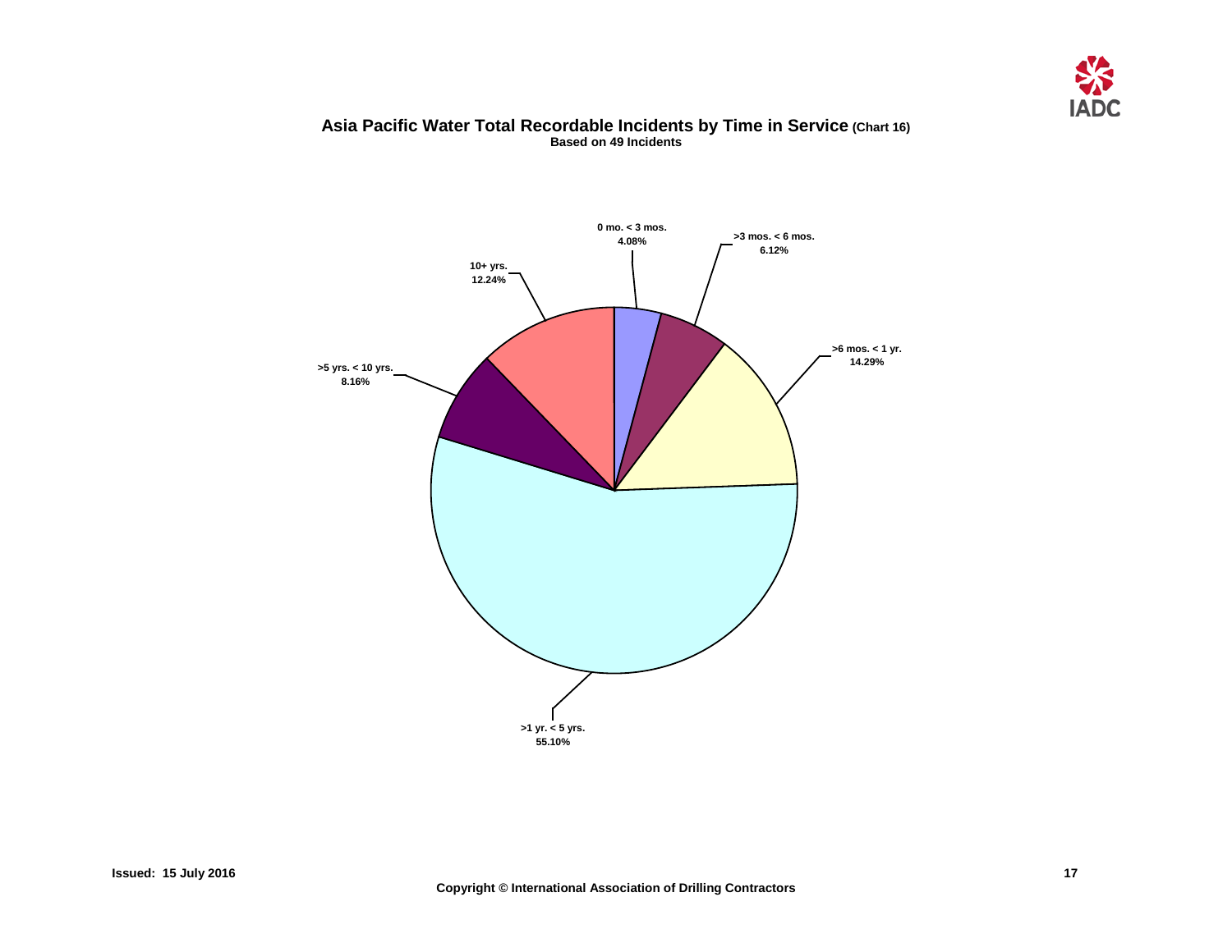## Asia Pacific Water Total Recordable Incidents by Time in Service (Chart 16)

**Based on 49 Incidents**

| Time in Service | Percentage |
|---|---|
| 0 mo. < 3 mos. | 4.08% |
| >3 mos. < 6 mos. | 6.12% |
| >6 mos. < 1 yr. | 14.29% |
| >1 yr. < 5 yrs. | 55.10% |
| >5 yrs. < 10 yrs. | 8.16% |
| 10+ yrs. | 12.24% |

Issued: 15 July 2016

Copyright © International Association of Drilling Contractors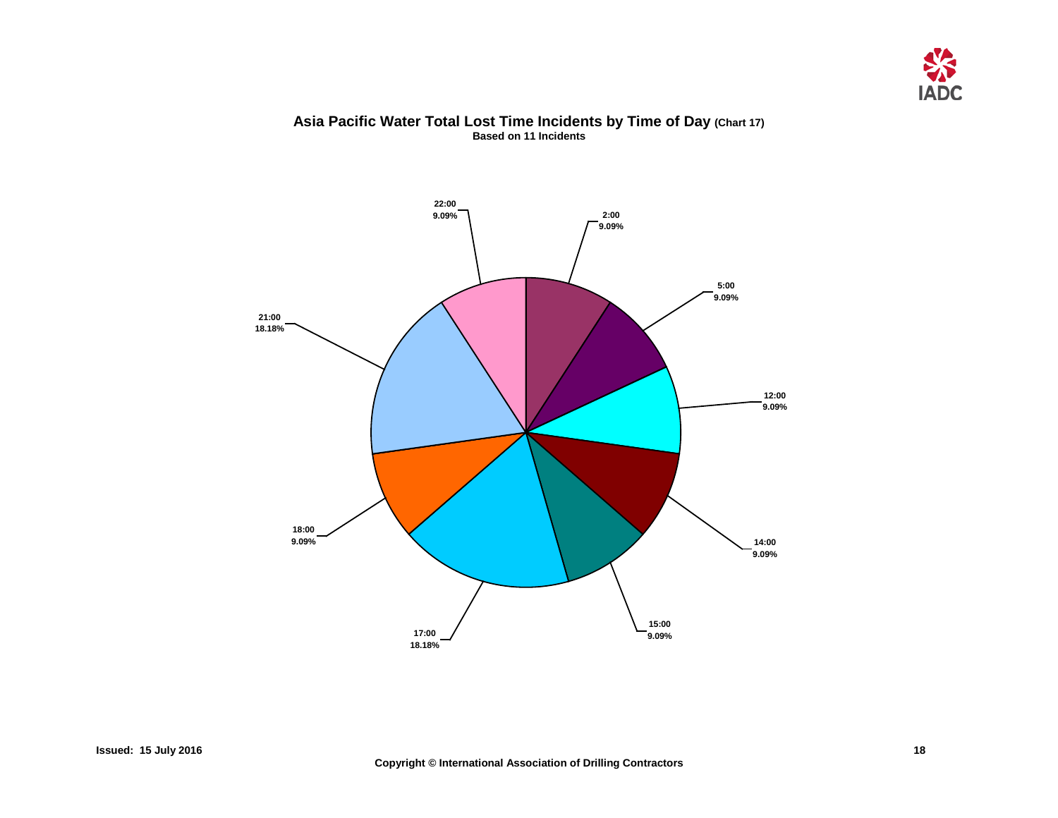# Asia Pacific Water Total Lost Time Incidents by Time of Day (Chart 17)

**Based on 11 Incidents**

| Time of Day | Percentage |
| --- | --- |
| 2:00 | 9.09% |
| 5:00 | 9.09% |
| 12:00 | 9.09% |
| 14:00 | 9.09% |
| 15:00 | 9.09% |
| 17:00 | 18.18% |
| 18:00 | 9.09% |
| 21:00 | 18.18% |
| 22:00 | 9.09% |

Issued: 15 July 2016

Copyright © International Association of Drilling Contractors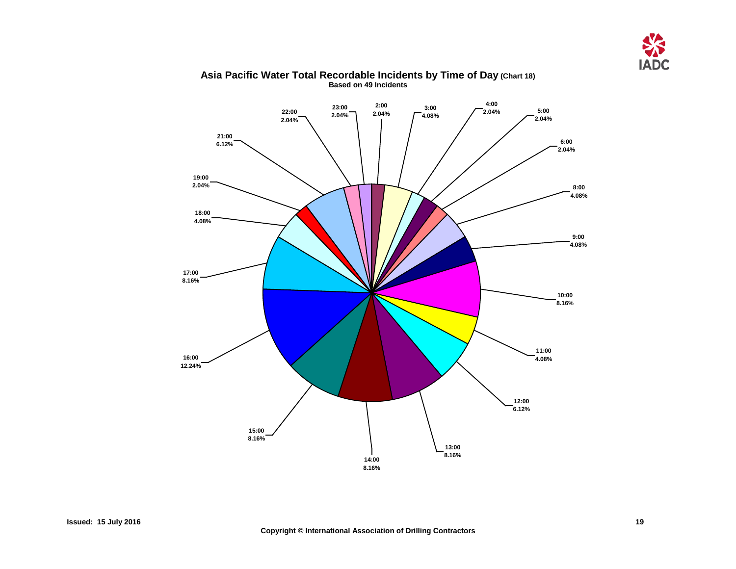## Asia Pacific Water Total Recordable Incidents by Time of Day (Chart 18)

**Based on 49 Incidents**

| Time | Percentage |
|---|---|
| 2:00 | 2.04% |
| 3:00 | 4.08% |
| 4:00 | 2.04% |
| 5:00 | 2.04% |
| 6:00 | 2.04% |
| 8:00 | 4.08% |
| 9:00 | 4.08% |
| 10:00 | 8.16% |
| 11:00 | 4.08% |
| 12:00 | 6.12% |
| 13:00 | 8.16% |
| 14:00 | 8.16% |
| 15:00 | 8.16% |
| 16:00 | 12.24% |
| 17:00 | 8.16% |
| 18:00 | 4.08% |
| 19:00 | 2.04% |
| 21:00 | 6.12% |
| 22:00 | 2.04% |
| 23:00 | 2.04% |

**Issued: 15 July 2016**

**Copyright © International Association of Drilling Contractors**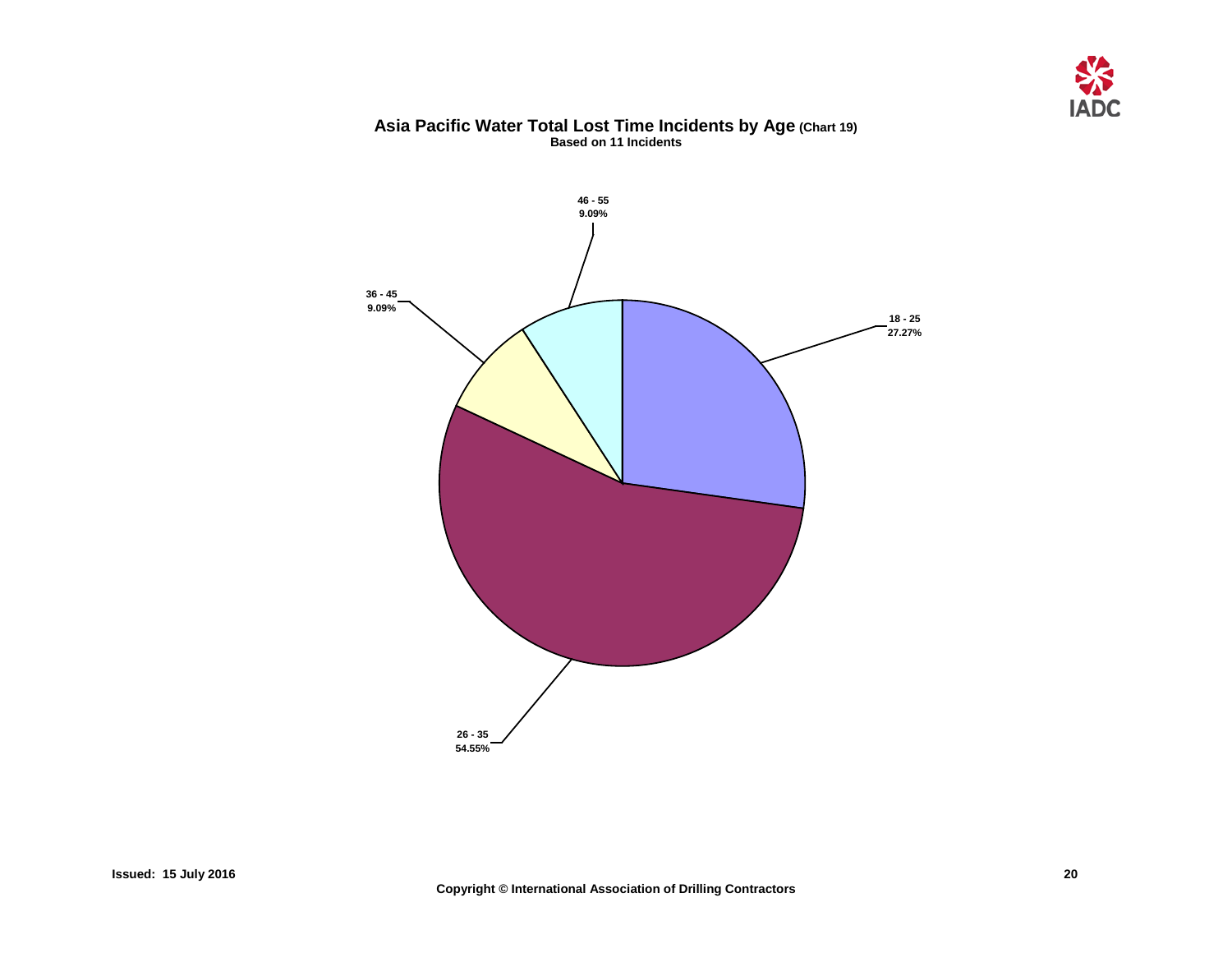## Asia Pacific Water Total Lost Time Incidents by Age (Chart 19)

**Based on 11 Incidents**

| Age | Percentage |
|---|---|
| 18 - 25 | 27.27% |
| 26 - 35 | 54.55% |
| 36 - 45 | 9.09% |
| 46 - 55 | 9.09% |

**Issued: 15 July 2016**

**Copyright © International Association of Drilling Contractors**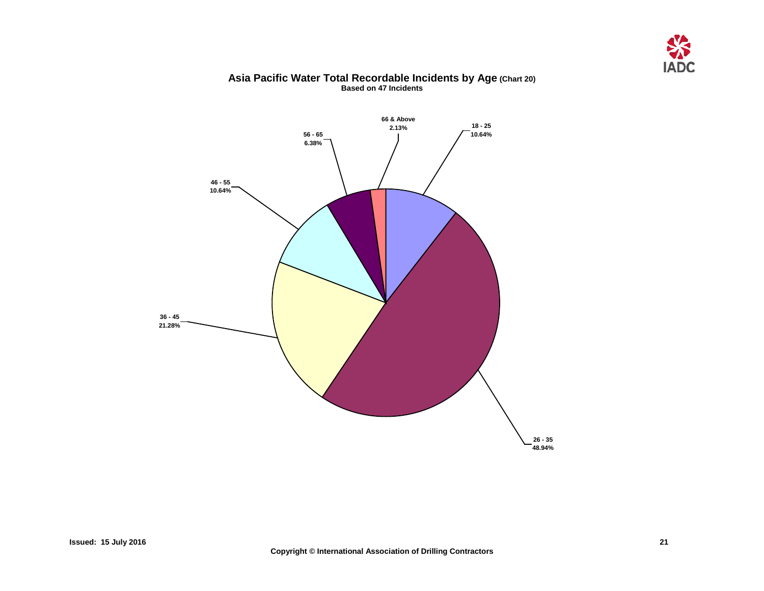## Asia Pacific Water Total Recordable Incidents by Age (Chart 20)

**Based on 47 Incidents**

66 & Above
2.13%

18 - 25
10.64%

56 - 65
6.38%

46 - 55
10.64%

36 - 45
21.28%

26 - 35
48.94%

Issued: 15 July 2016

Copyright © International Association of Drilling Contractors